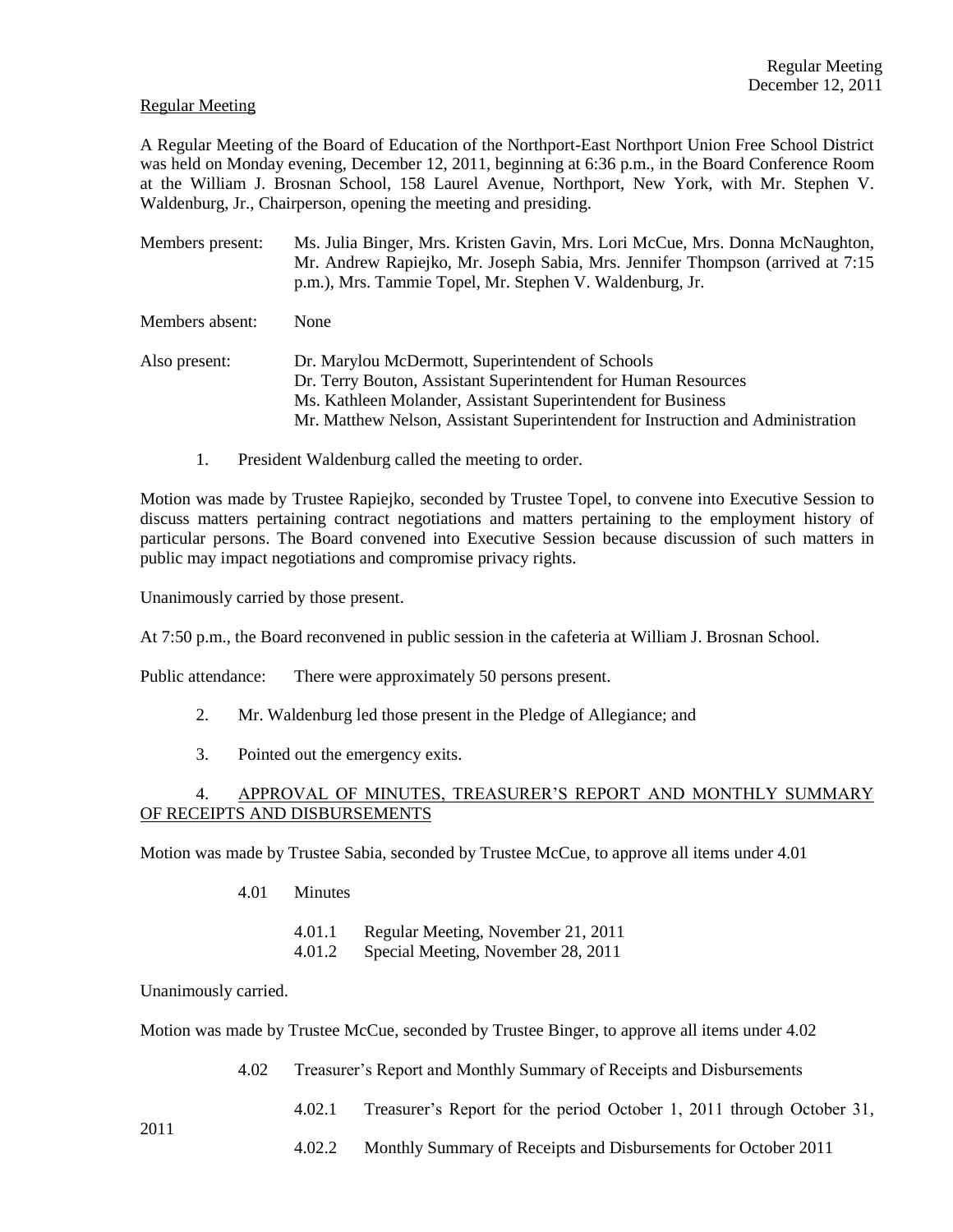Regular Meeting

A Regular Meeting of the Board of Education of the Northport-East Northport Union Free School District was held on Monday evening, December 12, 2011, beginning at 6:36 p.m., in the Board Conference Room at the William J. Brosnan School, 158 Laurel Avenue, Northport, New York, with Mr. Stephen V. Waldenburg, Jr., Chairperson, opening the meeting and presiding.

Members present: Ms. Julia Binger, Mrs. Kristen Gavin, Mrs. Lori McCue, Mrs. Donna McNaughton, Mr. Andrew Rapiejko, Mr. Joseph Sabia, Mrs. Jennifer Thompson (arrived at 7:15 p.m.), Mrs. Tammie Topel, Mr. Stephen V. Waldenburg, Jr.

Members absent: None

Also present: Dr. Marylou McDermott, Superintendent of Schools
Dr. Terry Bouton, Assistant Superintendent for Human Resources
Ms. Kathleen Molander, Assistant Superintendent for Business
Mr. Matthew Nelson, Assistant Superintendent for Instruction and Administration

1. President Waldenburg called the meeting to order.

Motion was made by Trustee Rapiejko, seconded by Trustee Topel, to convene into Executive Session to discuss matters pertaining contract negotiations and matters pertaining to the employment history of particular persons. The Board convened into Executive Session because discussion of such matters in public may impact negotiations and compromise privacy rights.

Unanimously carried by those present.

At 7:50 p.m., the Board reconvened in public session in the cafeteria at William J. Brosnan School.

Public attendance: There were approximately 50 persons present.

2. Mr. Waldenburg led those present in the Pledge of Allegiance; and

3. Pointed out the emergency exits.

4. APPROVAL OF MINUTES, TREASURER'S REPORT AND MONTHLY SUMMARY OF RECEIPTS AND DISBURSEMENTS

Motion was made by Trustee Sabia, seconded by Trustee McCue, to approve all items under 4.01

4.01 Minutes

4.01.1 Regular Meeting, November 21, 2011
4.01.2 Special Meeting, November 28, 2011

Unanimously carried.

Motion was made by Trustee McCue, seconded by Trustee Binger, to approve all items under 4.02

4.02 Treasurer's Report and Monthly Summary of Receipts and Disbursements

4.02.1 Treasurer's Report for the period October 1, 2011 through October 31, 2011

4.02.2 Monthly Summary of Receipts and Disbursements for October 2011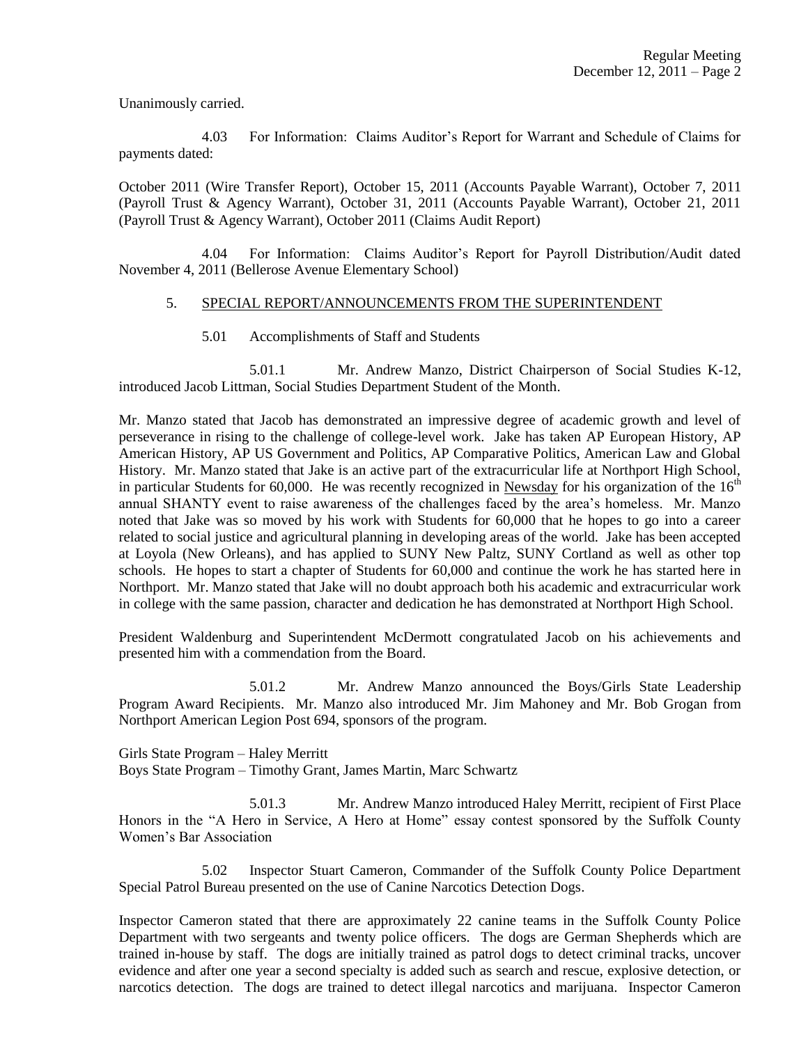Unanimously carried.

4.03 For Information: Claims Auditor's Report for Warrant and Schedule of Claims for payments dated:

October 2011 (Wire Transfer Report), October 15, 2011 (Accounts Payable Warrant), October 7, 2011 (Payroll Trust & Agency Warrant), October 31, 2011 (Accounts Payable Warrant), October 21, 2011 (Payroll Trust & Agency Warrant), October 2011 (Claims Audit Report)

4.04 For Information: Claims Auditor's Report for Payroll Distribution/Audit dated November 4, 2011 (Bellerose Avenue Elementary School)

5. SPECIAL REPORT/ANNOUNCEMENTS FROM THE SUPERINTENDENT

5.01 Accomplishments of Staff and Students

5.01.1 Mr. Andrew Manzo, District Chairperson of Social Studies K-12, introduced Jacob Littman, Social Studies Department Student of the Month.

Mr. Manzo stated that Jacob has demonstrated an impressive degree of academic growth and level of perseverance in rising to the challenge of college-level work. Jake has taken AP European History, AP American History, AP US Government and Politics, AP Comparative Politics, American Law and Global History. Mr. Manzo stated that Jake is an active part of the extracurricular life at Northport High School, in particular Students for 60,000. He was recently recognized in Newsday for his organization of the 16th annual SHANTY event to raise awareness of the challenges faced by the area's homeless. Mr. Manzo noted that Jake was so moved by his work with Students for 60,000 that he hopes to go into a career related to social justice and agricultural planning in developing areas of the world. Jake has been accepted at Loyola (New Orleans), and has applied to SUNY New Paltz, SUNY Cortland as well as other top schools. He hopes to start a chapter of Students for 60,000 and continue the work he has started here in Northport. Mr. Manzo stated that Jake will no doubt approach both his academic and extracurricular work in college with the same passion, character and dedication he has demonstrated at Northport High School.

President Waldenburg and Superintendent McDermott congratulated Jacob on his achievements and presented him with a commendation from the Board.

5.01.2 Mr. Andrew Manzo announced the Boys/Girls State Leadership Program Award Recipients. Mr. Manzo also introduced Mr. Jim Mahoney and Mr. Bob Grogan from Northport American Legion Post 694, sponsors of the program.

Girls State Program – Haley Merritt
Boys State Program – Timothy Grant, James Martin, Marc Schwartz

5.01.3 Mr. Andrew Manzo introduced Haley Merritt, recipient of First Place Honors in the "A Hero in Service, A Hero at Home" essay contest sponsored by the Suffolk County Women's Bar Association

5.02 Inspector Stuart Cameron, Commander of the Suffolk County Police Department Special Patrol Bureau presented on the use of Canine Narcotics Detection Dogs.

Inspector Cameron stated that there are approximately 22 canine teams in the Suffolk County Police Department with two sergeants and twenty police officers. The dogs are German Shepherds which are trained in-house by staff. The dogs are initially trained as patrol dogs to detect criminal tracks, uncover evidence and after one year a second specialty is added such as search and rescue, explosive detection, or narcotics detection. The dogs are trained to detect illegal narcotics and marijuana. Inspector Cameron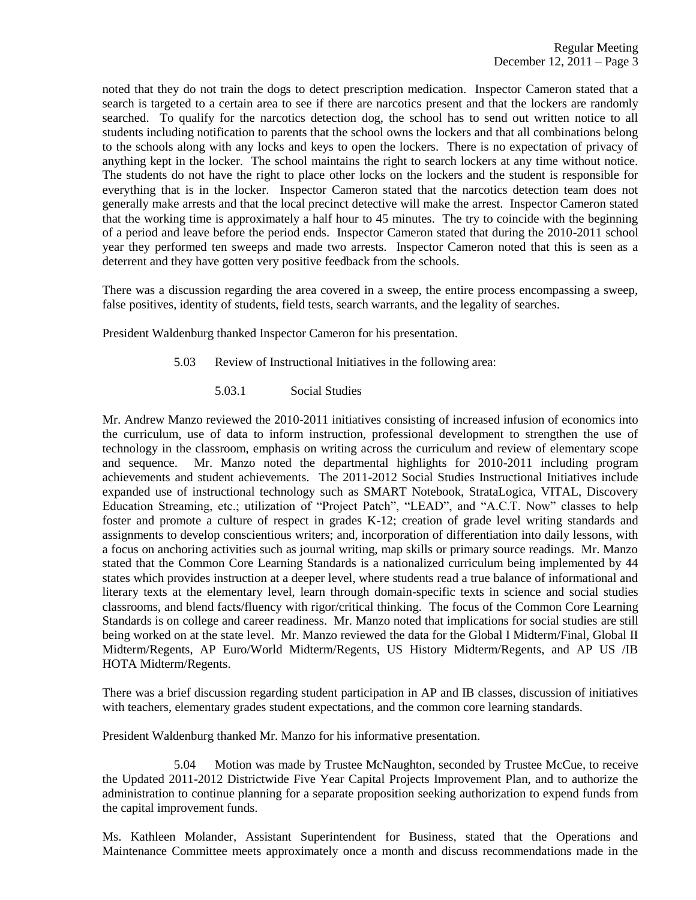noted that they do not train the dogs to detect prescription medication. Inspector Cameron stated that a search is targeted to a certain area to see if there are narcotics present and that the lockers are randomly searched. To qualify for the narcotics detection dog, the school has to send out written notice to all students including notification to parents that the school owns the lockers and that all combinations belong to the schools along with any locks and keys to open the lockers. There is no expectation of privacy of anything kept in the locker. The school maintains the right to search lockers at any time without notice. The students do not have the right to place other locks on the lockers and the student is responsible for everything that is in the locker. Inspector Cameron stated that the narcotics detection team does not generally make arrests and that the local precinct detective will make the arrest. Inspector Cameron stated that the working time is approximately a half hour to 45 minutes. The try to coincide with the beginning of a period and leave before the period ends. Inspector Cameron stated that during the 2010-2011 school year they performed ten sweeps and made two arrests. Inspector Cameron noted that this is seen as a deterrent and they have gotten very positive feedback from the schools.

There was a discussion regarding the area covered in a sweep, the entire process encompassing a sweep, false positives, identity of students, field tests, search warrants, and the legality of searches.

President Waldenburg thanked Inspector Cameron for his presentation.

5.03 Review of Instructional Initiatives in the following area:

5.03.1 Social Studies

Mr. Andrew Manzo reviewed the 2010-2011 initiatives consisting of increased infusion of economics into the curriculum, use of data to inform instruction, professional development to strengthen the use of technology in the classroom, emphasis on writing across the curriculum and review of elementary scope and sequence. Mr. Manzo noted the departmental highlights for 2010-2011 including program achievements and student achievements. The 2011-2012 Social Studies Instructional Initiatives include expanded use of instructional technology such as SMART Notebook, StrataLogica, VITAL, Discovery Education Streaming, etc.; utilization of "Project Patch", "LEAD", and "A.C.T. Now" classes to help foster and promote a culture of respect in grades K-12; creation of grade level writing standards and assignments to develop conscientious writers; and, incorporation of differentiation into daily lessons, with a focus on anchoring activities such as journal writing, map skills or primary source readings. Mr. Manzo stated that the Common Core Learning Standards is a nationalized curriculum being implemented by 44 states which provides instruction at a deeper level, where students read a true balance of informational and literary texts at the elementary level, learn through domain-specific texts in science and social studies classrooms, and blend facts/fluency with rigor/critical thinking. The focus of the Common Core Learning Standards is on college and career readiness. Mr. Manzo noted that implications for social studies are still being worked on at the state level. Mr. Manzo reviewed the data for the Global I Midterm/Final, Global II Midterm/Regents, AP Euro/World Midterm/Regents, US History Midterm/Regents, and AP US /IB HOTA Midterm/Regents.

There was a brief discussion regarding student participation in AP and IB classes, discussion of initiatives with teachers, elementary grades student expectations, and the common core learning standards.

President Waldenburg thanked Mr. Manzo for his informative presentation.

5.04 Motion was made by Trustee McNaughton, seconded by Trustee McCue, to receive the Updated 2011-2012 Districtwide Five Year Capital Projects Improvement Plan, and to authorize the administration to continue planning for a separate proposition seeking authorization to expend funds from the capital improvement funds.

Ms. Kathleen Molander, Assistant Superintendent for Business, stated that the Operations and Maintenance Committee meets approximately once a month and discuss recommendations made in the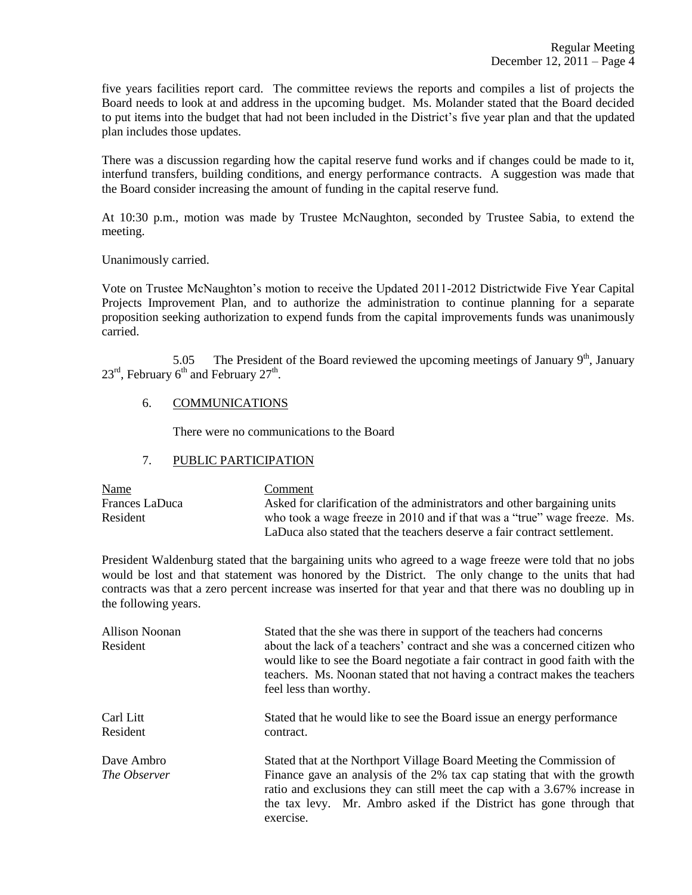five years facilities report card. The committee reviews the reports and compiles a list of projects the Board needs to look at and address in the upcoming budget. Ms. Molander stated that the Board decided to put items into the budget that had not been included in the District's five year plan and that the updated plan includes those updates.

There was a discussion regarding how the capital reserve fund works and if changes could be made to it, interfund transfers, building conditions, and energy performance contracts. A suggestion was made that the Board consider increasing the amount of funding in the capital reserve fund.

At 10:30 p.m., motion was made by Trustee McNaughton, seconded by Trustee Sabia, to extend the meeting.

Unanimously carried.

Vote on Trustee McNaughton's motion to receive the Updated 2011-2012 Districtwide Five Year Capital Projects Improvement Plan, and to authorize the administration to continue planning for a separate proposition seeking authorization to expend funds from the capital improvements funds was unanimously carried.

5.05 The President of the Board reviewed the upcoming meetings of January 9th, January 23rd, February 6th and February 27th.

6. COMMUNICATIONS

There were no communications to the Board

7. PUBLIC PARTICIPATION

| Name | Comment |
|---|---|
| Frances LaDuca<br>Resident | Asked for clarification of the administrators and other bargaining units who took a wage freeze in 2010 and if that was a "true" wage freeze. Ms. LaDuca also stated that the teachers deserve a fair contract settlement. |

President Waldenburg stated that the bargaining units who agreed to a wage freeze were told that no jobs would be lost and that statement was honored by the District. The only change to the units that had contracts was that a zero percent increase was inserted for that year and that there was no doubling up in the following years.

| | |
|---|---|
| Allison Noonan<br>Resident | Stated that the she was there in support of the teachers had concerns about the lack of a teachers' contract and she was a concerned citizen who would like to see the Board negotiate a fair contract in good faith with the teachers. Ms. Noonan stated that not having a contract makes the teachers feel less than worthy. |
| Carl Litt<br>Resident | Stated that he would like to see the Board issue an energy performance contract. |
| Dave Ambro<br>*The Observer* | Stated that at the Northport Village Board Meeting the Commission of Finance gave an analysis of the 2% tax cap stating that with the growth ratio and exclusions they can still meet the cap with a 3.67% increase in the tax levy. Mr. Ambro asked if the District has gone through that exercise. |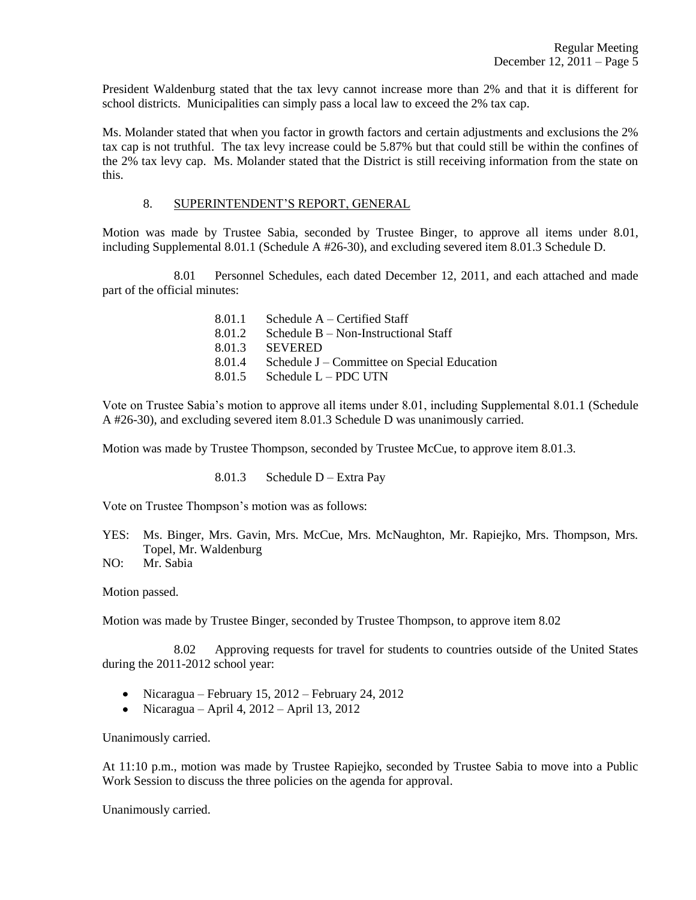President Waldenburg stated that the tax levy cannot increase more than 2% and that it is different for school districts. Municipalities can simply pass a local law to exceed the 2% tax cap.

Ms. Molander stated that when you factor in growth factors and certain adjustments and exclusions the 2% tax cap is not truthful. The tax levy increase could be 5.87% but that could still be within the confines of the 2% tax levy cap. Ms. Molander stated that the District is still receiving information from the state on this.

## 8. SUPERINTENDENT'S REPORT, GENERAL

Motion was made by Trustee Sabia, seconded by Trustee Binger, to approve all items under 8.01, including Supplemental 8.01.1 (Schedule A #26-30), and excluding severed item 8.01.3 Schedule D.

8.01 Personnel Schedules, each dated December 12, 2011, and each attached and made part of the official minutes:

- 8.01.1 Schedule A – Certified Staff
- 8.01.2 Schedule B – Non-Instructional Staff
- 8.01.3 SEVERED
- 8.01.4 Schedule J – Committee on Special Education
- 8.01.5 Schedule L – PDC UTN

Vote on Trustee Sabia's motion to approve all items under 8.01, including Supplemental 8.01.1 (Schedule A #26-30), and excluding severed item 8.01.3 Schedule D was unanimously carried.

Motion was made by Trustee Thompson, seconded by Trustee McCue, to approve item 8.01.3.

8.01.3 Schedule D – Extra Pay

Vote on Trustee Thompson's motion was as follows:

YES: Ms. Binger, Mrs. Gavin, Mrs. McCue, Mrs. McNaughton, Mr. Rapiejko, Mrs. Thompson, Mrs. Topel, Mr. Waldenburg
NO: Mr. Sabia

Motion passed.

Motion was made by Trustee Binger, seconded by Trustee Thompson, to approve item 8.02

8.02 Approving requests for travel for students to countries outside of the United States during the 2011-2012 school year:

- Nicaragua – February 15, 2012 – February 24, 2012
- Nicaragua – April 4, 2012 – April 13, 2012

Unanimously carried.

At 11:10 p.m., motion was made by Trustee Rapiejko, seconded by Trustee Sabia to move into a Public Work Session to discuss the three policies on the agenda for approval.

Unanimously carried.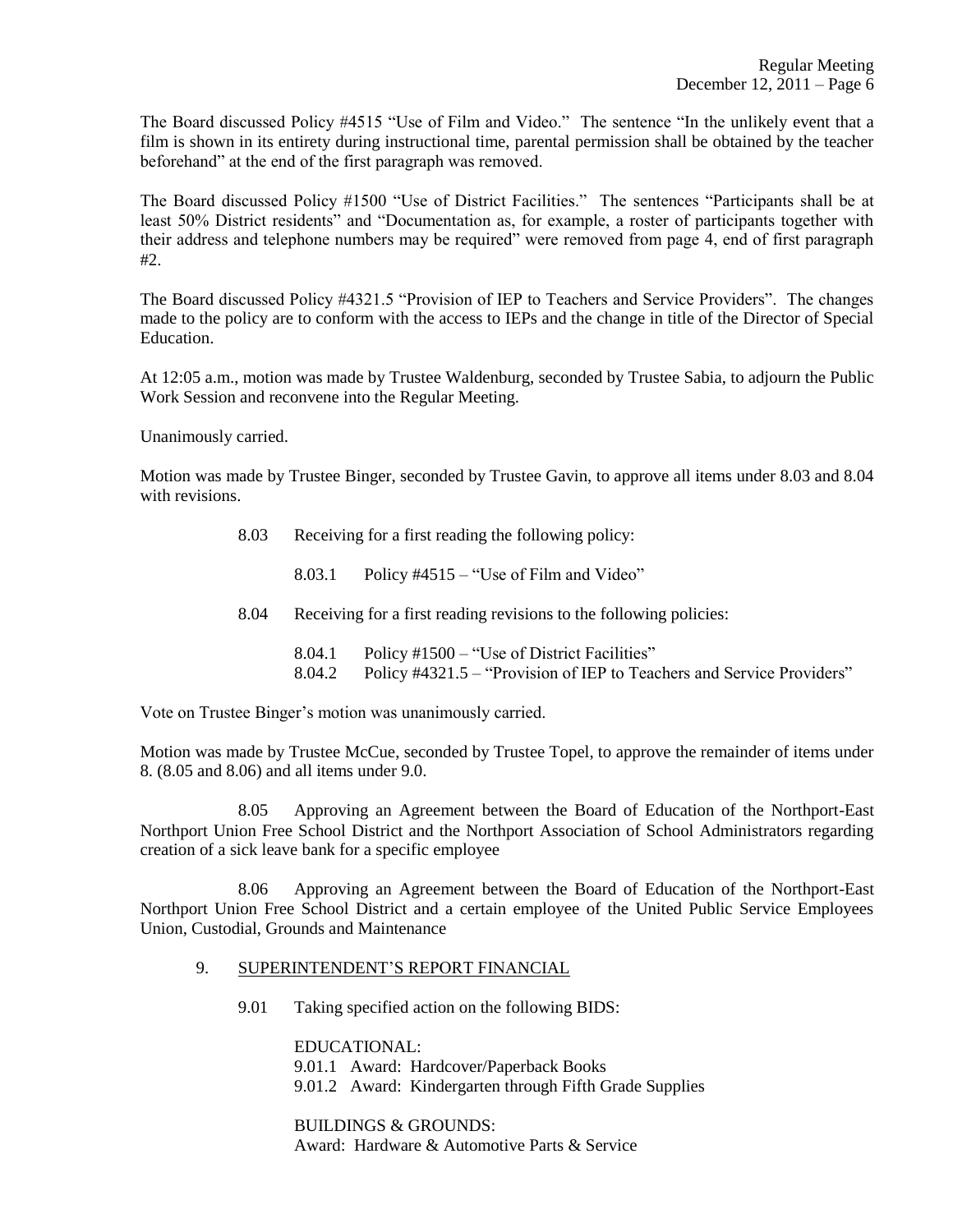The Board discussed Policy #4515 "Use of Film and Video." The sentence "In the unlikely event that a film is shown in its entirety during instructional time, parental permission shall be obtained by the teacher beforehand" at the end of the first paragraph was removed.

The Board discussed Policy #1500 "Use of District Facilities." The sentences "Participants shall be at least 50% District residents" and "Documentation as, for example, a roster of participants together with their address and telephone numbers may be required" were removed from page 4, end of first paragraph #2.

The Board discussed Policy #4321.5 "Provision of IEP to Teachers and Service Providers". The changes made to the policy are to conform with the access to IEPs and the change in title of the Director of Special Education.

At 12:05 a.m., motion was made by Trustee Waldenburg, seconded by Trustee Sabia, to adjourn the Public Work Session and reconvene into the Regular Meeting.

Unanimously carried.

Motion was made by Trustee Binger, seconded by Trustee Gavin, to approve all items under 8.03 and 8.04 with revisions.

8.03 Receiving for a first reading the following policy:

8.03.1 Policy #4515 – "Use of Film and Video"

8.04 Receiving for a first reading revisions to the following policies:

8.04.1 Policy #1500 – "Use of District Facilities"
8.04.2 Policy #4321.5 – "Provision of IEP to Teachers and Service Providers"

Vote on Trustee Binger's motion was unanimously carried.

Motion was made by Trustee McCue, seconded by Trustee Topel, to approve the remainder of items under 8. (8.05 and 8.06) and all items under 9.0.

8.05 Approving an Agreement between the Board of Education of the Northport-East Northport Union Free School District and the Northport Association of School Administrators regarding creation of a sick leave bank for a specific employee

8.06 Approving an Agreement between the Board of Education of the Northport-East Northport Union Free School District and a certain employee of the United Public Service Employees Union, Custodial, Grounds and Maintenance

9. SUPERINTENDENT'S REPORT FINANCIAL

9.01 Taking specified action on the following BIDS:

EDUCATIONAL:
9.01.1 Award: Hardcover/Paperback Books
9.01.2 Award: Kindergarten through Fifth Grade Supplies

BUILDINGS & GROUNDS:
Award: Hardware & Automotive Parts & Service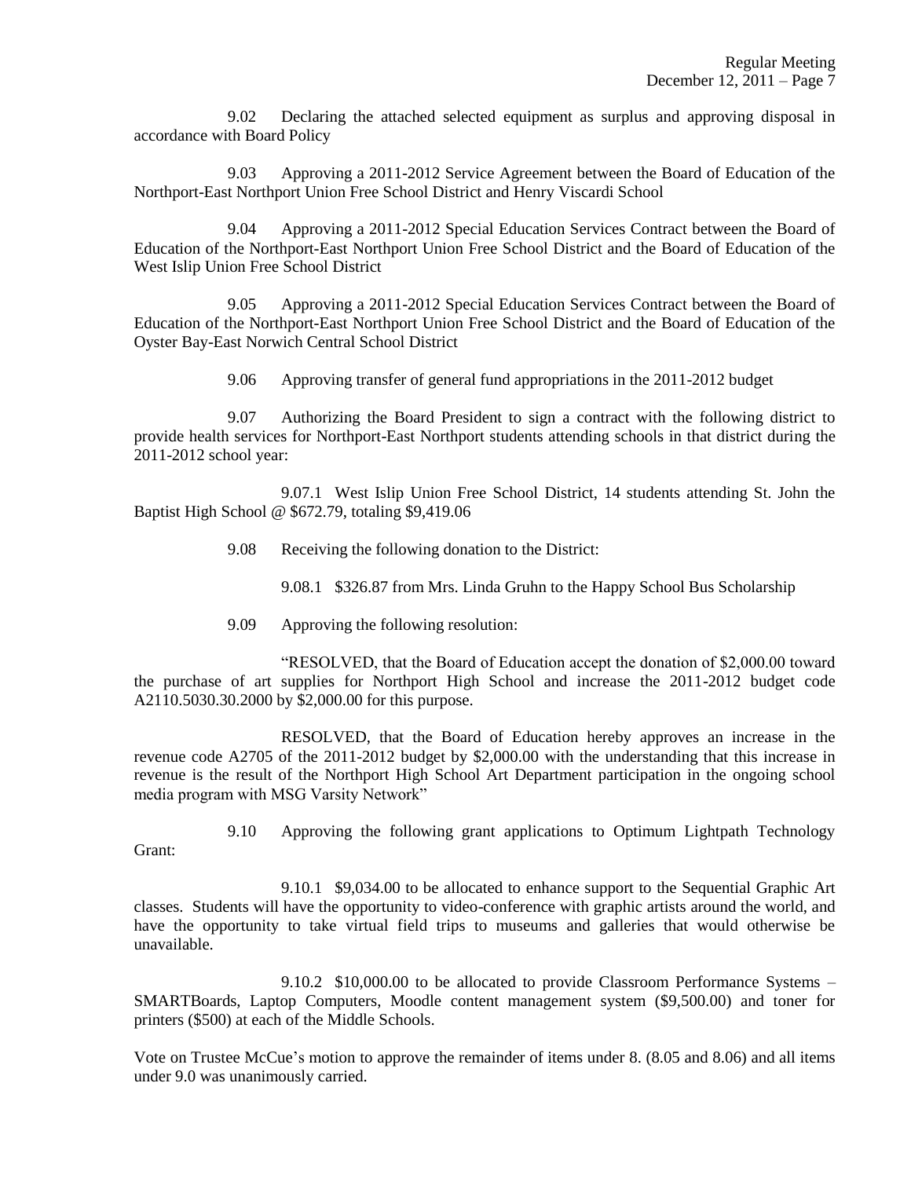9.02 Declaring the attached selected equipment as surplus and approving disposal in accordance with Board Policy

9.03 Approving a 2011-2012 Service Agreement between the Board of Education of the Northport-East Northport Union Free School District and Henry Viscardi School

9.04 Approving a 2011-2012 Special Education Services Contract between the Board of Education of the Northport-East Northport Union Free School District and the Board of Education of the West Islip Union Free School District

9.05 Approving a 2011-2012 Special Education Services Contract between the Board of Education of the Northport-East Northport Union Free School District and the Board of Education of the Oyster Bay-East Norwich Central School District

9.06 Approving transfer of general fund appropriations in the 2011-2012 budget

9.07 Authorizing the Board President to sign a contract with the following district to provide health services for Northport-East Northport students attending schools in that district during the 2011-2012 school year:

9.07.1 West Islip Union Free School District, 14 students attending St. John the Baptist High School @ $672.79, totaling $9,419.06

9.08 Receiving the following donation to the District:

9.08.1 $326.87 from Mrs. Linda Gruhn to the Happy School Bus Scholarship

9.09 Approving the following resolution:

"RESOLVED, that the Board of Education accept the donation of $2,000.00 toward the purchase of art supplies for Northport High School and increase the 2011-2012 budget code A2110.5030.30.2000 by $2,000.00 for this purpose.

RESOLVED, that the Board of Education hereby approves an increase in the revenue code A2705 of the 2011-2012 budget by $2,000.00 with the understanding that this increase in revenue is the result of the Northport High School Art Department participation in the ongoing school media program with MSG Varsity Network"

9.10 Approving the following grant applications to Optimum Lightpath Technology Grant:

9.10.1 $9,034.00 to be allocated to enhance support to the Sequential Graphic Art classes. Students will have the opportunity to video-conference with graphic artists around the world, and have the opportunity to take virtual field trips to museums and galleries that would otherwise be unavailable.

9.10.2 $10,000.00 to be allocated to provide Classroom Performance Systems – SMARTBoards, Laptop Computers, Moodle content management system ($9,500.00) and toner for printers ($500) at each of the Middle Schools.

Vote on Trustee McCue's motion to approve the remainder of items under 8. (8.05 and 8.06) and all items under 9.0 was unanimously carried.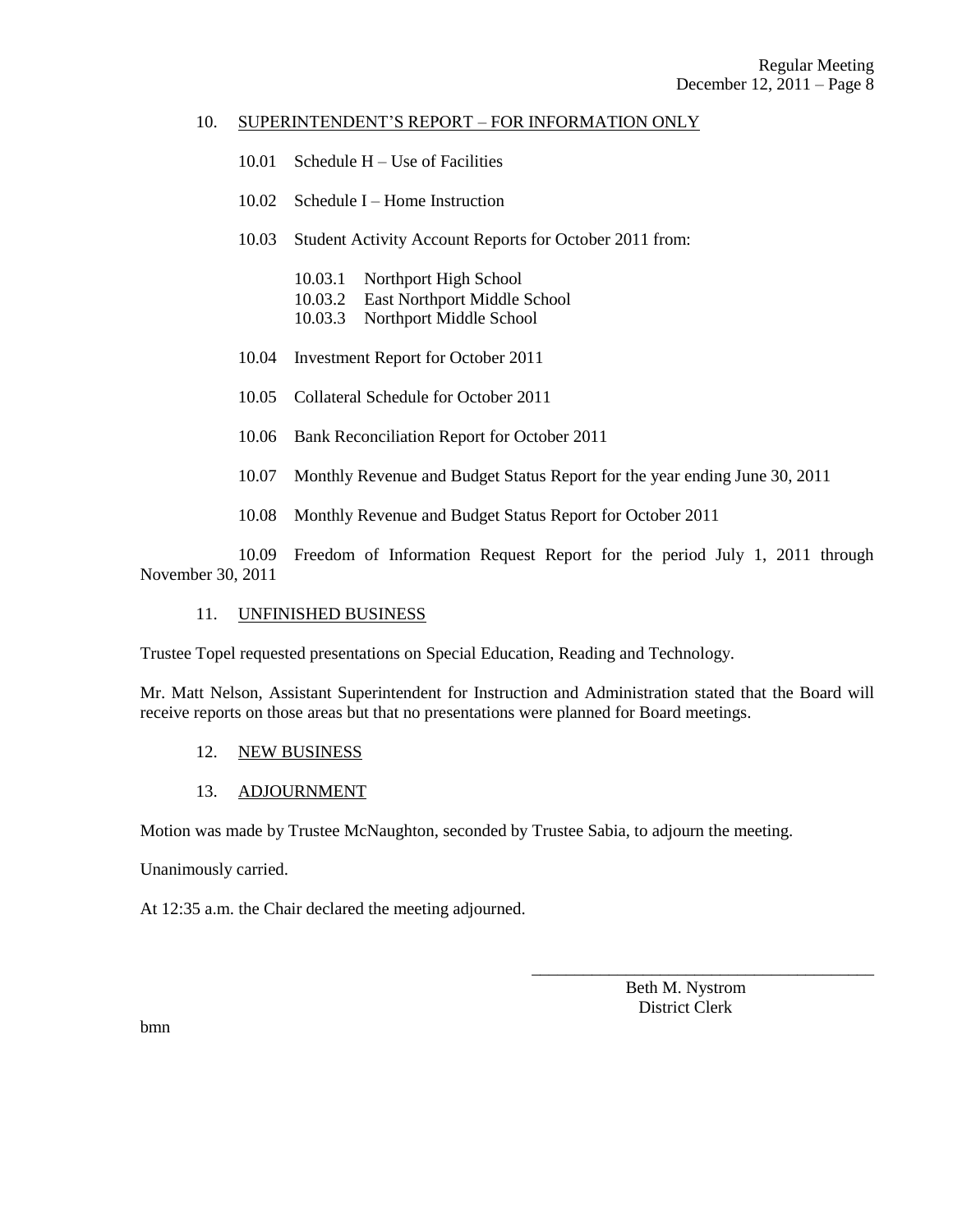10. SUPERINTENDENT'S REPORT – FOR INFORMATION ONLY

- 10.01 Schedule H – Use of Facilities
- 10.02 Schedule I – Home Instruction
- 10.03 Student Activity Account Reports for October 2011 from:
  - 10.03.1 Northport High School
  - 10.03.2 East Northport Middle School
  - 10.03.3 Northport Middle School
- 10.04 Investment Report for October 2011
- 10.05 Collateral Schedule for October 2011
- 10.06 Bank Reconciliation Report for October 2011
- 10.07 Monthly Revenue and Budget Status Report for the year ending June 30, 2011
- 10.08 Monthly Revenue and Budget Status Report for October 2011
- 10.09 Freedom of Information Request Report for the period July 1, 2011 through November 30, 2011

11. UNFINISHED BUSINESS

Trustee Topel requested presentations on Special Education, Reading and Technology.

Mr. Matt Nelson, Assistant Superintendent for Instruction and Administration stated that the Board will receive reports on those areas but that no presentations were planned for Board meetings.

12. NEW BUSINESS

13. ADJOURNMENT

Motion was made by Trustee McNaughton, seconded by Trustee Sabia, to adjourn the meeting.

Unanimously carried.

At 12:35 a.m. the Chair declared the meeting adjourned.

\_\_\_\_\_\_\_\_\_\_\_\_\_\_\_\_\_\_\_\_\_\_\_\_\_\_\_\_\_\_\_\_\_\_\_\_\_\_\_\_

Beth M. Nystrom
District Clerk

bmn